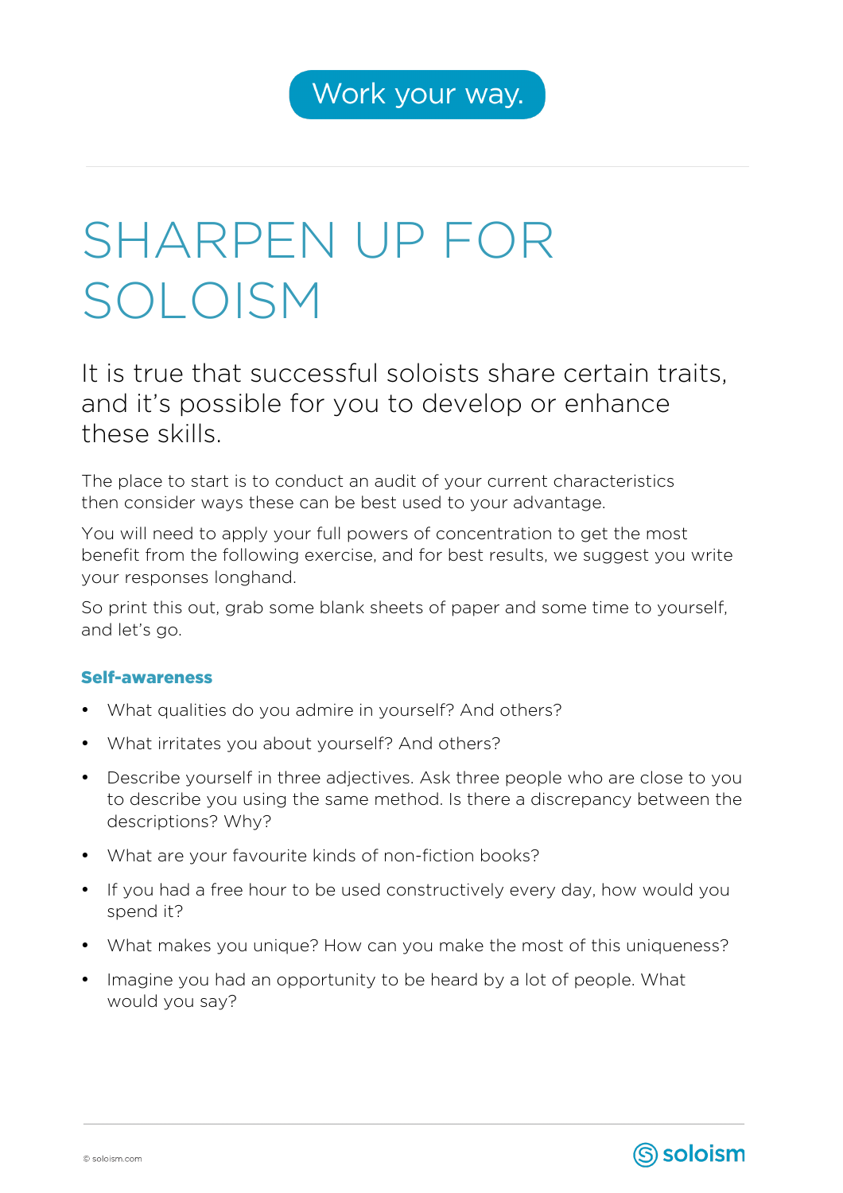Work your way.

# SHARPEN UP FOR SOLOISM

It is true that successful soloists share certain traits, and it's possible for you to develop or enhance these skills.

The place to start is to conduct an audit of your current characteristics then consider ways these can be best used to your advantage.

You will need to apply your full powers of concentration to get the most benefit from the following exercise, and for best results, we suggest you write your responses longhand.

So print this out, grab some blank sheets of paper and some time to yourself, and let's go.

### Self-awareness

- What qualities do you admire in yourself? And others?
- What irritates you about yourself? And others?
- Describe yourself in three adjectives. Ask three people who are close to you to describe you using the same method. Is there a discrepancy between the descriptions? Why?
- What are your favourite kinds of non-fiction books?
- If you had a free hour to be used constructively every day, how would you spend it?
- What makes you unique? How can you make the most of this uniqueness?
- Imagine you had an opportunity to be heard by a lot of people. What would you say?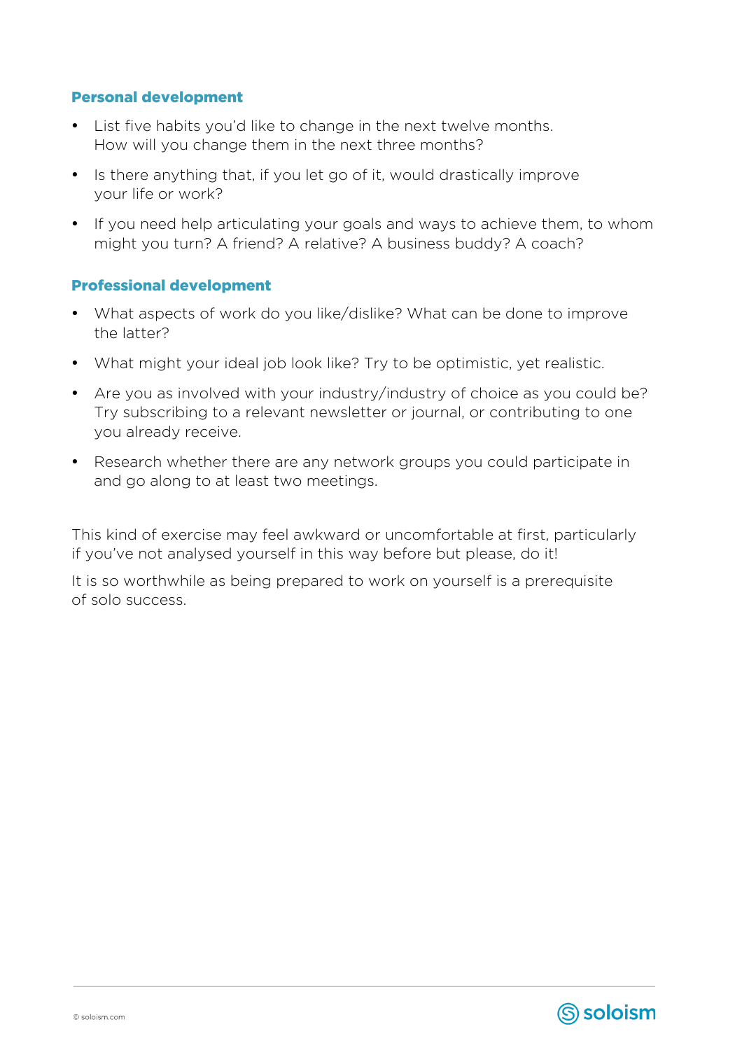## Personal development

- List five habits you'd like to change in the next twelve months. How will you change them in the next three months?
- Is there anything that, if you let go of it, would drastically improve your life or work?
- If you need help articulating your goals and ways to achieve them, to whom might you turn? A friend? A relative? A business buddy? A coach?

## Professional development

- What aspects of work do you like/dislike? What can be done to improve the latter?
- What might your ideal job look like? Try to be optimistic, yet realistic.
- Are you as involved with your industry/industry of choice as you could be? Try subscribing to a relevant newsletter or journal, or contributing to one you already receive.
- Research whether there are any network groups you could participate in and go along to at least two meetings.

This kind of exercise may feel awkward or uncomfortable at first, particularly if you've not analysed yourself in this way before but please, do it!

It is so worthwhile as being prepared to work on yourself is a prerequisite of solo success.